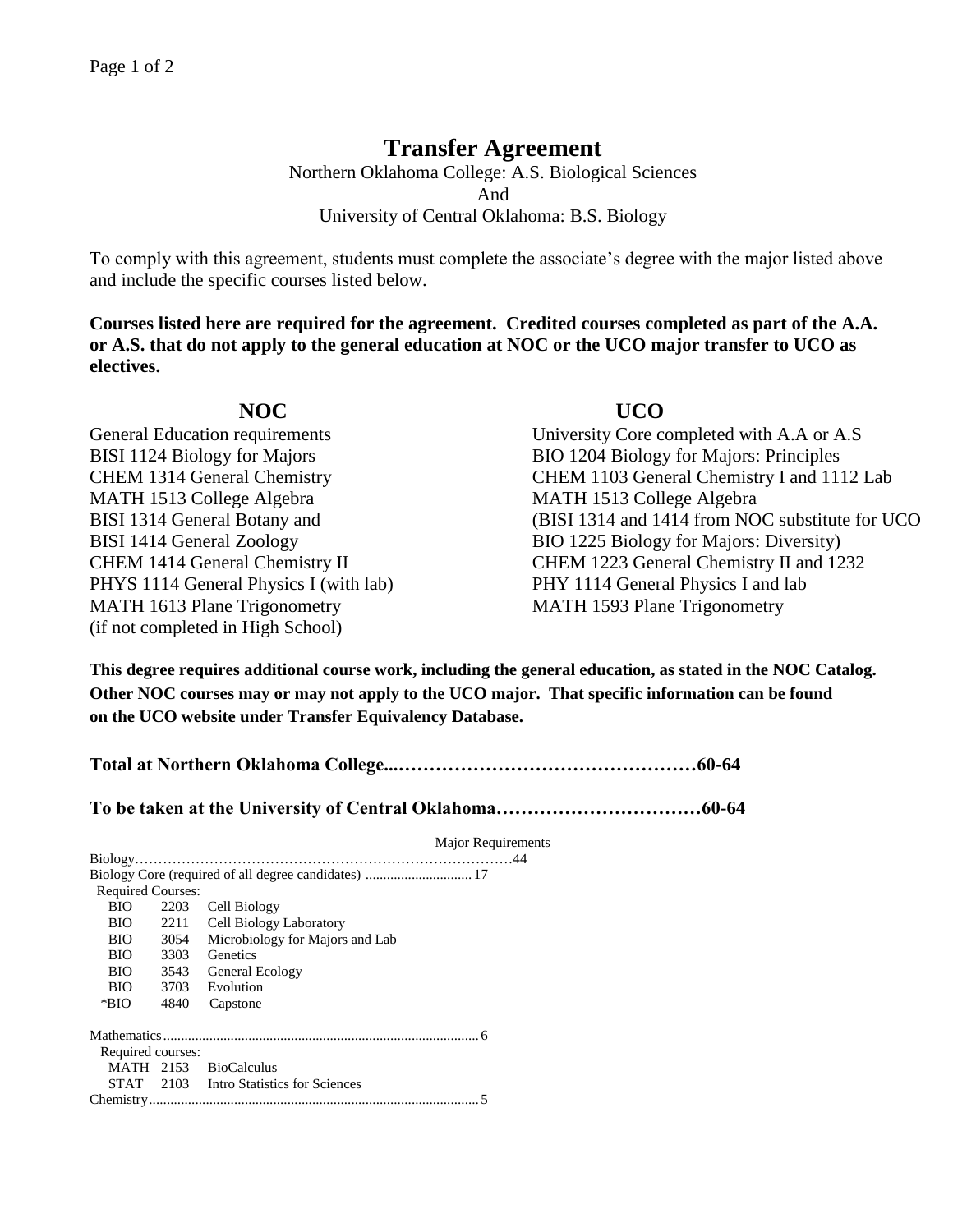# Transfer Agreement

Northern Oklahoma College: A.S. Biological Sciences
And
University of Central Oklahoma: B.S. Biology

To comply with this agreement, students must complete the associate's degree with the major listed above and include the specific courses listed below.

**Courses listed here are required for the agreement. Credited courses completed as part of the A.A. or A.S. that do not apply to the general education at NOC or the UCO major transfer to UCO as electives.**

| NOC | UCO |
|---|---|
| General Education requirements | University Core completed with A.A or A.S |
| BISI 1124 Biology for Majors | BIO 1204 Biology for Majors: Principles |
| CHEM 1314 General Chemistry | CHEM 1103 General Chemistry I and 1112 Lab |
| MATH 1513 College Algebra | MATH 1513 College Algebra |
| BISI 1314 General Botany and | (BISI 1314 and 1414 from NOC substitute for UCO |
| BISI 1414 General Zoology | BIO 1225 Biology for Majors: Diversity) |
| CHEM 1414 General Chemistry II | CHEM 1223 General Chemistry II and 1232 |
| PHYS 1114 General Physics I (with lab) | PHY 1114 General Physics I and lab |
| MATH 1613 Plane Trigonometry (if not completed in High School) | MATH 1593 Plane Trigonometry |

**This degree requires additional course work, including the general education, as stated in the NOC Catalog. Other NOC courses may or may not apply to the UCO major. That specific information can be found on the UCO website under Transfer Equivalency Database.**

**Total at Northern Oklahoma College...…………………………………………60-64**

**To be taken at the University of Central Oklahoma……………………………60-64**

Major Requirements

Biology…………………………………………………………………………44

Biology Core (required of all degree candidates) .............................. 17

Required Courses:

| | | |
|---|---|---|
| BIO | 2203 | Cell Biology |
| BIO | 2211 | Cell Biology Laboratory |
| BIO | 3054 | Microbiology for Majors and Lab |
| BIO | 3303 | Genetics |
| BIO | 3543 | General Ecology |
| BIO | 3703 | Evolution |
| *BIO | 4840 | Capstone |

Mathematics......................................................................................... 6

Required courses:

| | | |
|---|---|---|
| MATH | 2153 | BioCalculus |
| STAT | 2103 | Intro Statistics for Sciences |

Chemistry............................................................................................. 5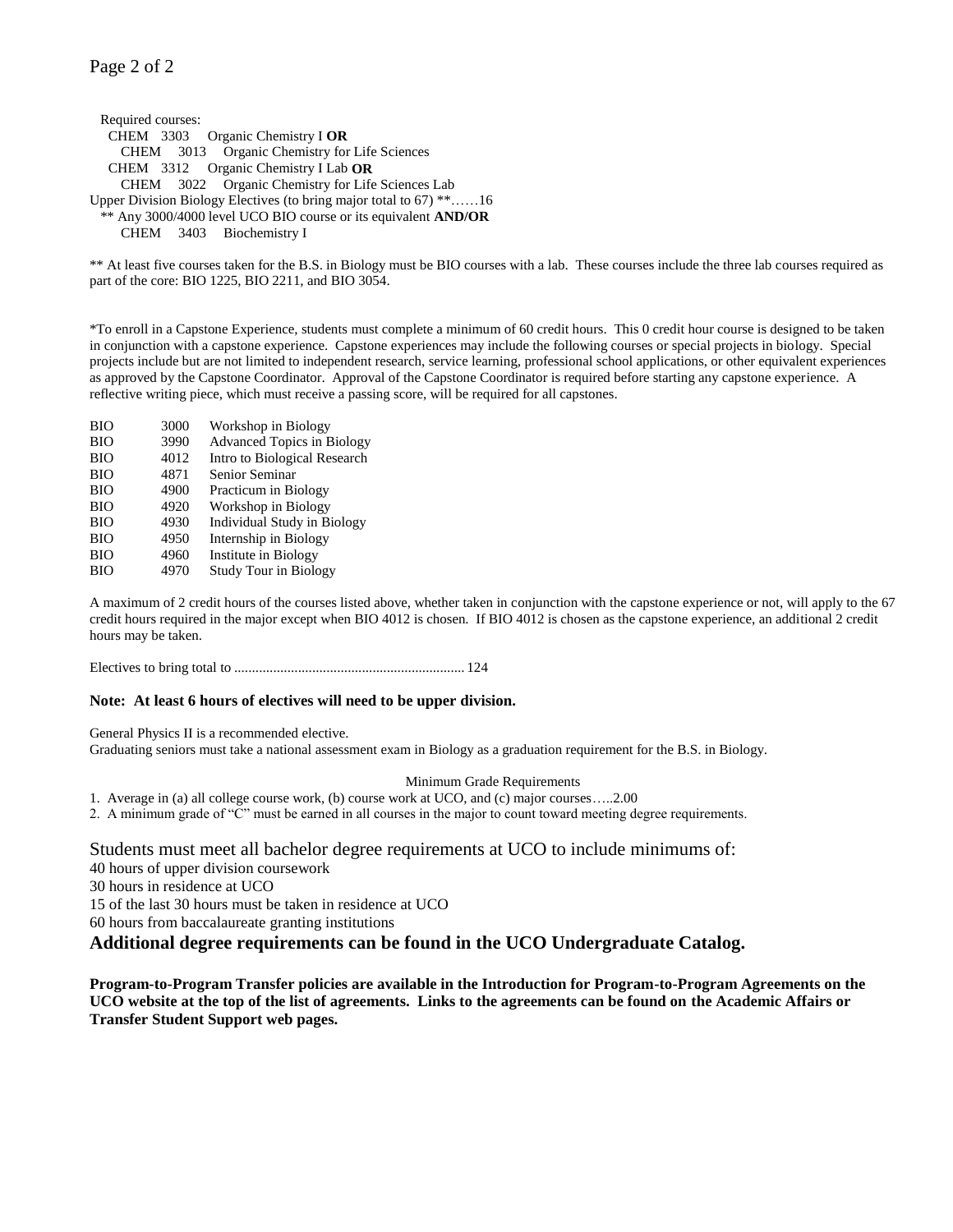Required courses:
CHEM 3303 Organic Chemistry I **OR**
CHEM 3013 Organic Chemistry for Life Sciences
CHEM 3312 Organic Chemistry I Lab **OR**
CHEM 3022 Organic Chemistry for Life Sciences Lab

Upper Division Biology Electives (to bring major total to 67) **……16
** Any 3000/4000 level UCO BIO course or its equivalent **AND/OR**
CHEM 3403 Biochemistry I

** At least five courses taken for the B.S. in Biology must be BIO courses with a lab. These courses include the three lab courses required as part of the core: BIO 1225, BIO 2211, and BIO 3054.

*To enroll in a Capstone Experience, students must complete a minimum of 60 credit hours. This 0 credit hour course is designed to be taken in conjunction with a capstone experience. Capstone experiences may include the following courses or special projects in biology. Special projects include but are not limited to independent research, service learning, professional school applications, or other equivalent experiences as approved by the Capstone Coordinator. Approval of the Capstone Coordinator is required before starting any capstone experience. A reflective writing piece, which must receive a passing score, will be required for all capstones.

| | | |
|---|---|---|
| BIO | 3000 | Workshop in Biology |
| BIO | 3990 | Advanced Topics in Biology |
| BIO | 4012 | Intro to Biological Research |
| BIO | 4871 | Senior Seminar |
| BIO | 4900 | Practicum in Biology |
| BIO | 4920 | Workshop in Biology |
| BIO | 4930 | Individual Study in Biology |
| BIO | 4950 | Internship in Biology |
| BIO | 4960 | Institute in Biology |
| BIO | 4970 | Study Tour in Biology |

A maximum of 2 credit hours of the courses listed above, whether taken in conjunction with the capstone experience or not, will apply to the 67 credit hours required in the major except when BIO 4012 is chosen. If BIO 4012 is chosen as the capstone experience, an additional 2 credit hours may be taken.

Electives to bring total to ................................................................ 124

**Note: At least 6 hours of electives will need to be upper division.**

General Physics II is a recommended elective.
Graduating seniors must take a national assessment exam in Biology as a graduation requirement for the B.S. in Biology.

Minimum Grade Requirements

1. Average in (a) all college course work, (b) course work at UCO, and (c) major courses…..2.00
2. A minimum grade of "C" must be earned in all courses in the major to count toward meeting degree requirements.

Students must meet all bachelor degree requirements at UCO to include minimums of:
40 hours of upper division coursework
30 hours in residence at UCO
15 of the last 30 hours must be taken in residence at UCO
60 hours from baccalaureate granting institutions

**Additional degree requirements can be found in the UCO Undergraduate Catalog.**

**Program-to-Program Transfer policies are available in the Introduction for Program-to-Program Agreements on the UCO website at the top of the list of agreements. Links to the agreements can be found on the Academic Affairs or Transfer Student Support web pages.**